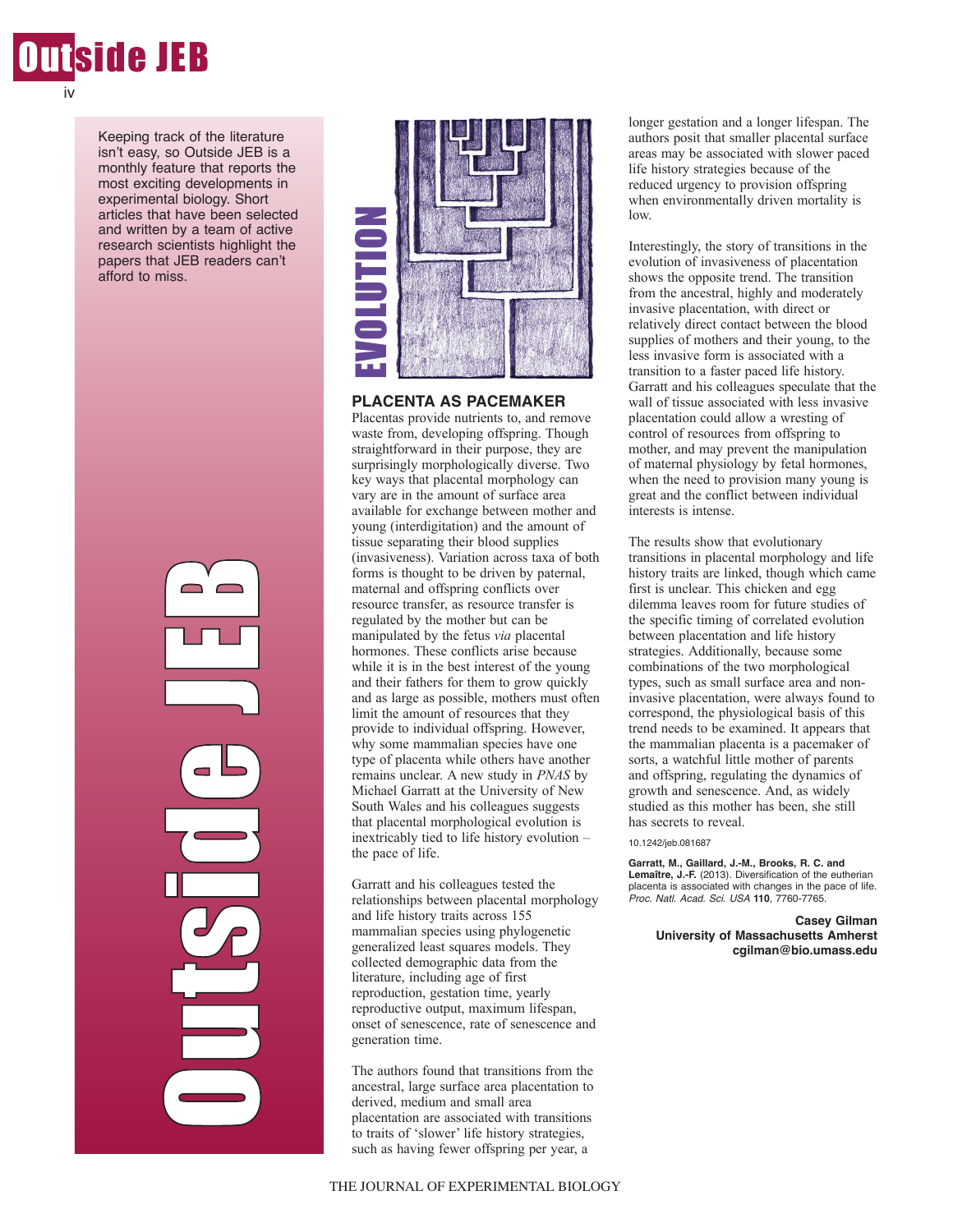Keeping track of the literature isn't easy, so Outside JEB is a monthly feature that reports the most exciting developments in experimental biology. Short articles that have been selected and written by a team of active research scientists highlight the papers that JEB readers can't afford to miss.

EVOLUTION

## PLACENTA AS PACEMAKER

Placentas provide nutrients to, and remove waste from, developing offspring. Though straightforward in their purpose, they are surprisingly morphologically diverse. Two key ways that placental morphology can vary are in the amount of surface area available for exchange between mother and young (interdigitation) and the amount of tissue separating their blood supplies (invasiveness). Variation across taxa of both forms is thought to be driven by paternal, maternal and offspring conflicts over resource transfer, as resource transfer is regulated by the mother but can be manipulated by the fetus *via* placental hormones. These conflicts arise because while it is in the best interest of the young and their fathers for them to grow quickly and as large as possible, mothers must often limit the amount of resources that they provide to individual offspring. However, why some mammalian species have one type of placenta while others have another remains unclear. A new study in *PNAS* by Michael Garratt at the University of New South Wales and his colleagues suggests that placental morphological evolution is inextricably tied to life history evolution – the pace of life.

Garratt and his colleagues tested the relationships between placental morphology and life history traits across 155 mammalian species using phylogenetic generalized least squares models. They collected demographic data from the literature, including age of first reproduction, gestation time, yearly reproductive output, maximum lifespan, onset of senescence, rate of senescence and generation time.

The authors found that transitions from the ancestral, large surface area placentation to derived, medium and small area placentation are associated with transitions to traits of 'slower' life history strategies, such as having fewer offspring per year, a longer gestation and a longer lifespan. The authors posit that smaller placental surface areas may be associated with slower paced life history strategies because of the reduced urgency to provision offspring when environmentally driven mortality is low.

Interestingly, the story of transitions in the evolution of invasiveness of placentation shows the opposite trend. The transition from the ancestral, highly and moderately invasive placentation, with direct or relatively direct contact between the blood supplies of mothers and their young, to the less invasive form is associated with a transition to a faster paced life history. Garratt and his colleagues speculate that the wall of tissue associated with less invasive placentation could allow a wresting of control of resources from offspring to mother, and may prevent the manipulation of maternal physiology by fetal hormones, when the need to provision many young is great and the conflict between individual interests is intense.

The results show that evolutionary transitions in placental morphology and life history traits are linked, though which came first is unclear. This chicken and egg dilemma leaves room for future studies of the specific timing of correlated evolution between placentation and life history strategies. Additionally, because some combinations of the two morphological types, such as small surface area and non-invasive placentation, were always found to correspond, the physiological basis of this trend needs to be examined. It appears that the mammalian placenta is a pacemaker of sorts, a watchful little mother of parents and offspring, regulating the dynamics of growth and senescence. And, as widely studied as this mother has been, she still has secrets to reveal.

10.1242/jeb.081687

**Garratt, M., Gaillard, J.-M., Brooks, R. C. and Lemaître, J.-F.** (2013). Diversification of the eutherian placenta is associated with changes in the pace of life. *Proc. Natl. Acad. Sci. USA* **110**, 7760-7765.

**Casey Gilman**
**University of Massachusetts Amherst**
**cgilman@bio.umass.edu**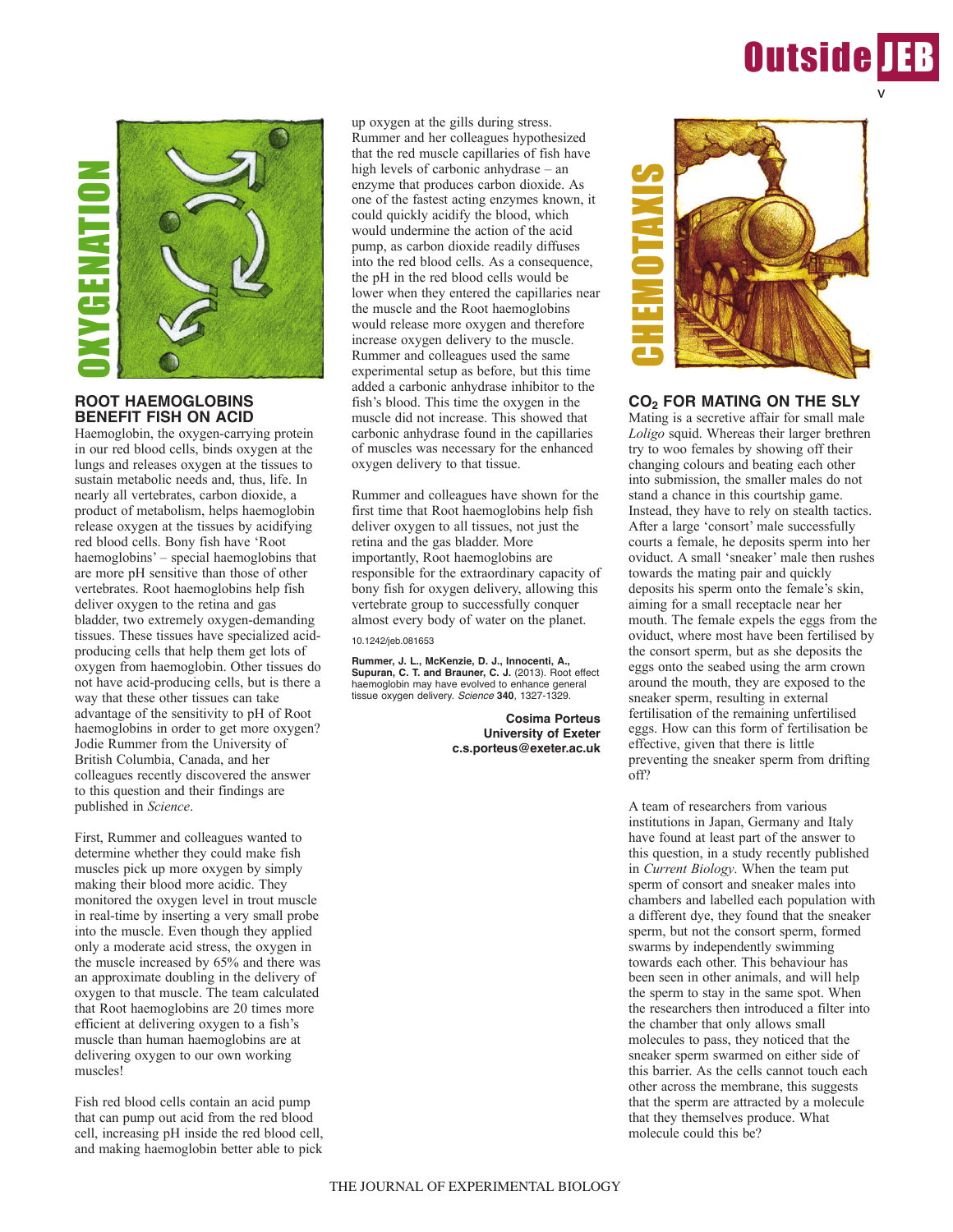## OXYGENATION

### ROOT HAEMOGLOBINS BENEFIT FISH ON ACID

Haemoglobin, the oxygen-carrying protein in our red blood cells, binds oxygen at the lungs and releases oxygen at the tissues to sustain metabolic needs and, thus, life. In nearly all vertebrates, carbon dioxide, a product of metabolism, helps haemoglobin release oxygen at the tissues by acidifying red blood cells. Bony fish have 'Root haemoglobins' – special haemoglobins that are more pH sensitive than those of other vertebrates. Root haemoglobins help fish deliver oxygen to the retina and gas bladder, two extremely oxygen-demanding tissues. These tissues have specialized acid-producing cells that help them get lots of oxygen from haemoglobin. Other tissues do not have acid-producing cells, but is there a way that these other tissues can take advantage of the sensitivity to pH of Root haemoglobins in order to get more oxygen? Jodie Rummer from the University of British Columbia, Canada, and her colleagues recently discovered the answer to this question and their findings are published in *Science*.

First, Rummer and colleagues wanted to determine whether they could make fish muscles pick up more oxygen by simply making their blood more acidic. They monitored the oxygen level in trout muscle in real-time by inserting a very small probe into the muscle. Even though they applied only a moderate acid stress, the oxygen in the muscle increased by 65% and there was an approximate doubling in the delivery of oxygen to that muscle. The team calculated that Root haemoglobins are 20 times more efficient at delivering oxygen to a fish's muscle than human haemoglobins are at delivering oxygen to our own working muscles!

Fish red blood cells contain an acid pump that can pump out acid from the red blood cell, increasing pH inside the red blood cell, and making haemoglobin better able to pick up oxygen at the gills during stress. Rummer and her colleagues hypothesized that the red muscle capillaries of fish have high levels of carbonic anhydrase – an enzyme that produces carbon dioxide. As one of the fastest acting enzymes known, it could quickly acidify the blood, which would undermine the action of the acid pump, as carbon dioxide readily diffuses into the red blood cells. As a consequence, the pH in the red blood cells would be lower when they entered the capillaries near the muscle and the Root haemoglobins would release more oxygen and therefore increase oxygen delivery to the muscle. Rummer and colleagues used the same experimental setup as before, but this time added a carbonic anhydrase inhibitor to the fish's blood. This time the oxygen in the muscle did not increase. This showed that carbonic anhydrase found in the capillaries of muscles was necessary for the enhanced oxygen delivery to that tissue.

Rummer and colleagues have shown for the first time that Root haemoglobins help fish deliver oxygen to all tissues, not just the retina and the gas bladder. More importantly, Root haemoglobins are responsible for the extraordinary capacity of bony fish for oxygen delivery, allowing this vertebrate group to successfully conquer almost every body of water on the planet.

10.1242/jeb.081653

**Rummer, J. L., McKenzie, D. J., Innocenti, A., Supuran, C. T. and Brauner, C. J.** (2013). Root effect haemoglobin may have evolved to enhance general tissue oxygen delivery. *Science* **340**, 1327-1329.

**Cosima Porteus**
**University of Exeter**
**c.s.porteus@exeter.ac.uk**

## CHEMOTAXIS

### $CO_2$ FOR MATING ON THE SLY

Mating is a secretive affair for small male *Loligo* squid. Whereas their larger brethren try to woo females by showing off their changing colours and beating each other into submission, the smaller males do not stand a chance in this courtship game. Instead, they have to rely on stealth tactics. After a large 'consort' male successfully courts a female, he deposits sperm into her oviduct. A small 'sneaker' male then rushes towards the mating pair and quickly deposits his sperm onto the female's skin, aiming for a small receptacle near her mouth. The female expels the eggs from the oviduct, where most have been fertilised by the consort sperm, but as she deposits the eggs onto the seabed using the arm crown around the mouth, they are exposed to the sneaker sperm, resulting in external fertilisation of the remaining unfertilised eggs. How can this form of fertilisation be effective, given that there is little preventing the sneaker sperm from drifting off?

A team of researchers from various institutions in Japan, Germany and Italy have found at least part of the answer to this question, in a study recently published in *Current Biology*. When the team put sperm of consort and sneaker males into chambers and labelled each population with a different dye, they found that the sneaker sperm, but not the consort sperm, formed swarms by independently swimming towards each other. This behaviour has been seen in other animals, and will help the sperm to stay in the same spot. When the researchers then introduced a filter into the chamber that only allows small molecules to pass, they noticed that the sneaker sperm swarmed on either side of this barrier. As the cells cannot touch each other across the membrane, this suggests that the sperm are attracted by a molecule that they themselves produce. What molecule could this be?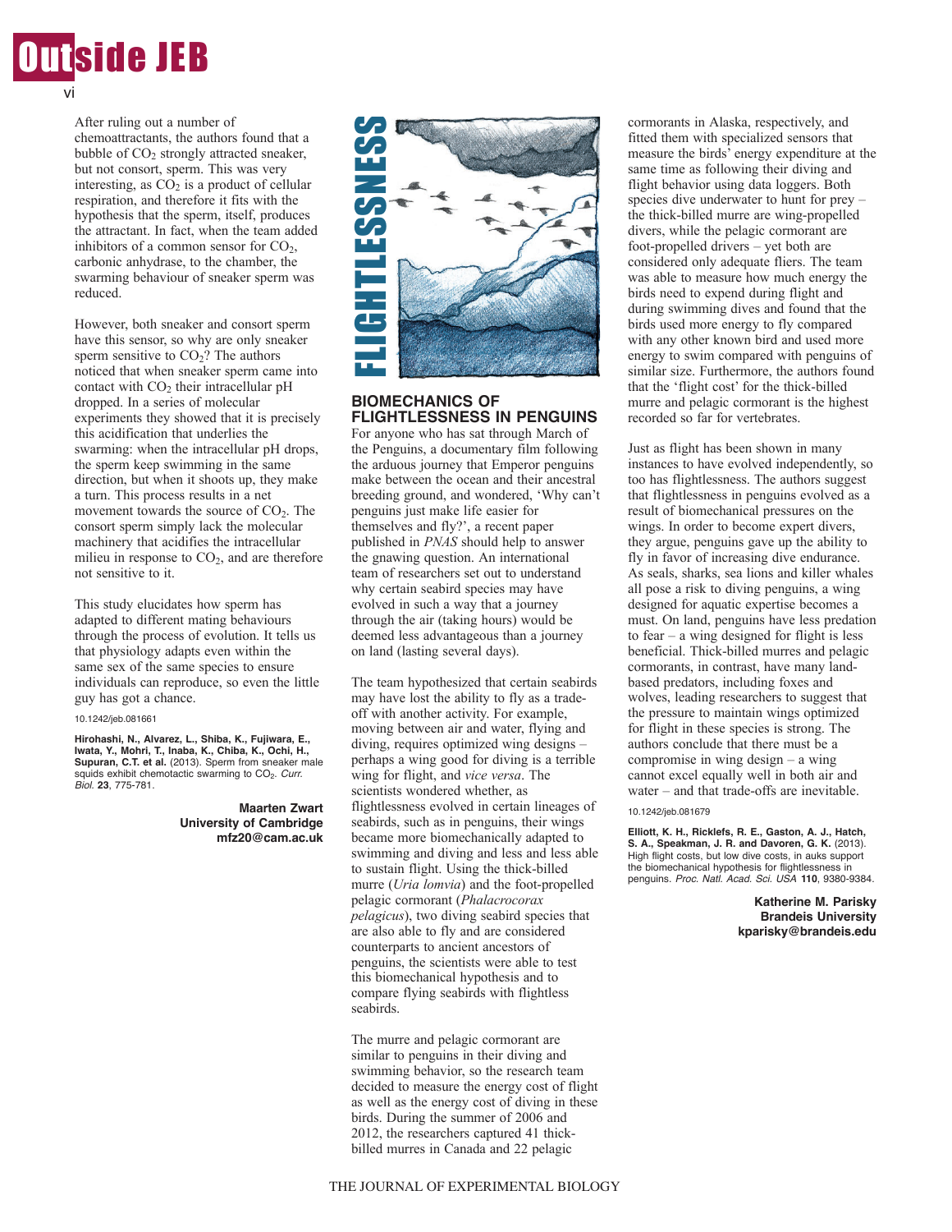After ruling out a number of chemoattractants, the authors found that a bubble of $CO_2$ strongly attracted sneaker, but not consort, sperm. This was very interesting, as $CO_2$ is a product of cellular respiration, and therefore it fits with the hypothesis that the sperm, itself, produces the attractant. In fact, when the team added inhibitors of a common sensor for $CO_2$, carbonic anhydrase, to the chamber, the swarming behaviour of sneaker sperm was reduced.

However, both sneaker and consort sperm have this sensor, so why are only sneaker sperm sensitive to $CO_2$? The authors noticed that when sneaker sperm came into contact with $CO_2$ their intracellular pH dropped. In a series of molecular experiments they showed that it is precisely this acidification that underlies the swarming: when the intracellular pH drops, the sperm keep swimming in the same direction, but when it shoots up, they make a turn. This process results in a net movement towards the source of $CO_2$. The consort sperm simply lack the molecular machinery that acidifies the intracellular milieu in response to $CO_2$, and are therefore not sensitive to it.

This study elucidates how sperm has adapted to different mating behaviours through the process of evolution. It tells us that physiology adapts even within the same sex of the same species to ensure individuals can reproduce, so even the little guy has got a chance.

10.1242/jeb.081661

**Hirohashi, N., Alvarez, L., Shiba, K., Fujiwara, E., Iwata, Y., Mohri, T., Inaba, K., Chiba, K., Ochi, H., Supuran, C.T. et al.** (2013). Sperm from sneaker male squids exhibit chemotactic swarming to $CO_2$. *Curr. Biol.* **23**, 775-781.

**Maarten Zwart**
**University of Cambridge**
**mfz20@cam.ac.uk**

FLIGHTLESSNESS

## BIOMECHANICS OF FLIGHTLESSNESS IN PENGUINS

For anyone who has sat through March of the Penguins, a documentary film following the arduous journey that Emperor penguins make between the ocean and their ancestral breeding ground, and wondered, 'Why can't penguins just make life easier for themselves and fly?', a recent paper published in *PNAS* should help to answer the gnawing question. An international team of researchers set out to understand why certain seabird species may have evolved in such a way that a journey through the air (taking hours) would be deemed less advantageous than a journey on land (lasting several days).

The team hypothesized that certain seabirds may have lost the ability to fly as a trade-off with another activity. For example, moving between air and water, flying and diving, requires optimized wing designs – perhaps a wing good for diving is a terrible wing for flight, and *vice versa*. The scientists wondered whether, as flightlessness evolved in certain lineages of seabirds, such as in penguins, their wings became more biomechanically adapted to swimming and diving and less and less able to sustain flight. Using the thick-billed murre (*Uria lomvia*) and the foot-propelled pelagic cormorant (*Phalacrocorax pelagicus*), two diving seabird species that are also able to fly and are considered counterparts to ancient ancestors of penguins, the scientists were able to test this biomechanical hypothesis and to compare flying seabirds with flightless seabirds.

The murre and pelagic cormorant are similar to penguins in their diving and swimming behavior, so the research team decided to measure the energy cost of flight as well as the energy cost of diving in these birds. During the summer of 2006 and 2012, the researchers captured 41 thick-billed murres in Canada and 22 pelagic cormorants in Alaska, respectively, and fitted them with specialized sensors that measure the birds' energy expenditure at the same time as following their diving and flight behavior using data loggers. Both species dive underwater to hunt for prey – the thick-billed murre are wing-propelled divers, while the pelagic cormorant are foot-propelled drivers – yet both are considered only adequate fliers. The team was able to measure how much energy the birds need to expend during flight and during swimming dives and found that the birds used more energy to fly compared with any other known bird and used more energy to swim compared with penguins of similar size. Furthermore, the authors found that the 'flight cost' for the thick-billed murre and pelagic cormorant is the highest recorded so far for vertebrates.

Just as flight has been shown in many instances to have evolved independently, so too has flightlessness. The authors suggest that flightlessness in penguins evolved as a result of biomechanical pressures on the wings. In order to become expert divers, they argue, penguins gave up the ability to fly in favor of increasing dive endurance. As seals, sharks, sea lions and killer whales all pose a risk to diving penguins, a wing designed for aquatic expertise becomes a must. On land, penguins have less predation to fear – a wing designed for flight is less beneficial. Thick-billed murres and pelagic cormorants, in contrast, have many land-based predators, including foxes and wolves, leading researchers to suggest that the pressure to maintain wings optimized for flight in these species is strong. The authors conclude that there must be a compromise in wing design – a wing cannot excel equally well in both air and water – and that trade-offs are inevitable.

10.1242/jeb.081679

**Elliott, K. H., Ricklefs, R. E., Gaston, A. J., Hatch, S. A., Speakman, J. R. and Davoren, G. K.** (2013). High flight costs, but low dive costs, in auks support the biomechanical hypothesis for flightlessness in penguins. *Proc. Natl. Acad. Sci. USA* **110**, 9380-9384.

**Katherine M. Parisky**
**Brandeis University**
**kparisky@brandeis.edu**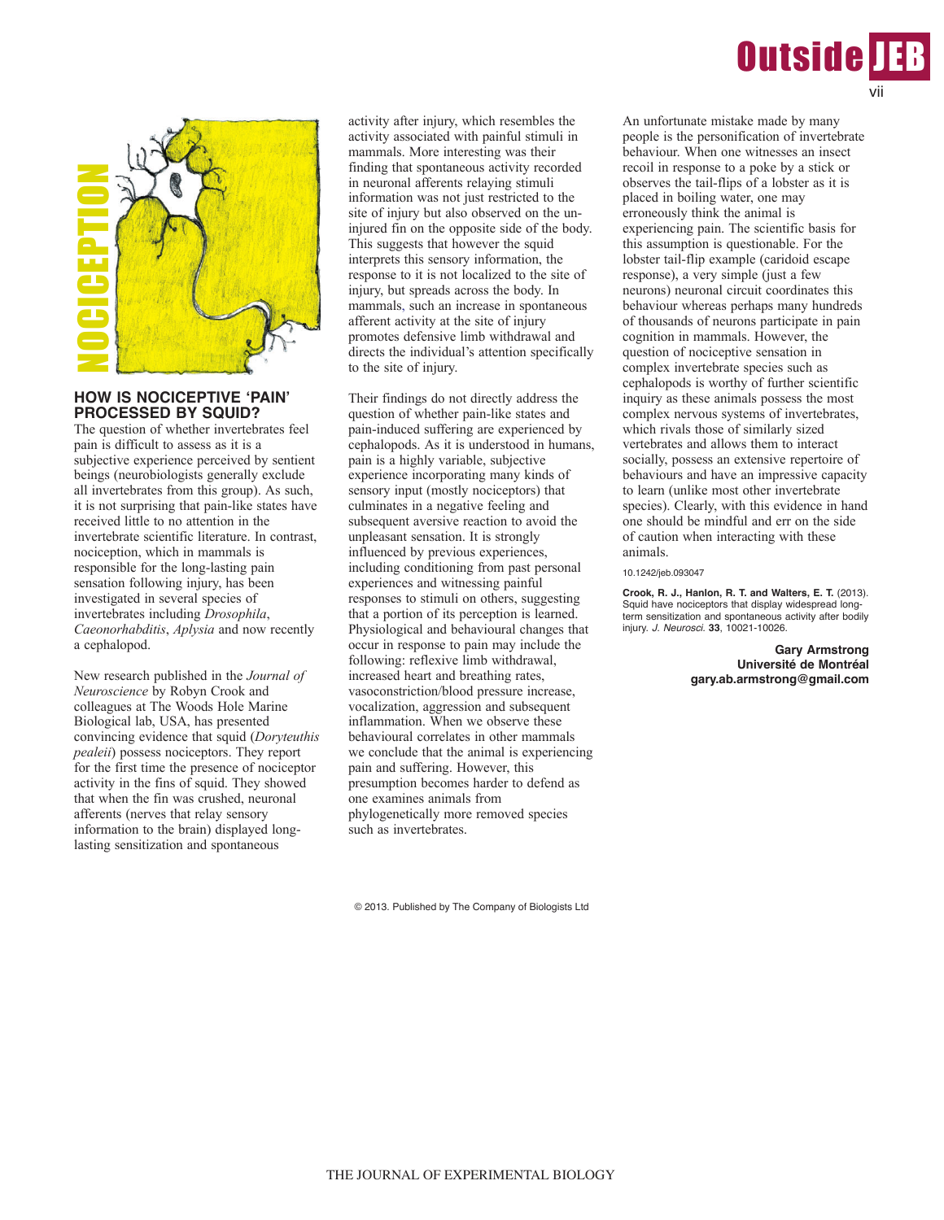NOCICEPTION

## HOW IS NOCICEPTIVE 'PAIN' PROCESSED BY SQUID?

The question of whether invertebrates feel pain is difficult to assess as it is a subjective experience perceived by sentient beings (neurobiologists generally exclude all invertebrates from this group). As such, it is not surprising that pain-like states have received little to no attention in the invertebrate scientific literature. In contrast, nociception, which in mammals is responsible for the long-lasting pain sensation following injury, has been investigated in several species of invertebrates including *Drosophila*, *Caeonorhabditis*, *Aplysia* and now recently a cephalopod.

New research published in the *Journal of Neuroscience* by Robyn Crook and colleagues at The Woods Hole Marine Biological lab, USA, has presented convincing evidence that squid (*Doryteuthis pealeii*) possess nociceptors. They report for the first time the presence of nociceptor activity in the fins of squid. They showed that when the fin was crushed, neuronal afferents (nerves that relay sensory information to the brain) displayed long-lasting sensitization and spontaneous activity after injury, which resembles the activity associated with painful stimuli in mammals. More interesting was their finding that spontaneous activity recorded in neuronal afferents relaying stimuli information was not just restricted to the site of injury but also observed on the un-injured fin on the opposite side of the body. This suggests that however the squid interprets this sensory information, the response to it is not localized to the site of injury, but spreads across the body. In mammals, such an increase in spontaneous afferent activity at the site of injury promotes defensive limb withdrawal and directs the individual's attention specifically to the site of injury.

Their findings do not directly address the question of whether pain-like states and pain-induced suffering are experienced by cephalopods. As it is understood in humans, pain is a highly variable, subjective experience incorporating many kinds of sensory input (mostly nociceptors) that culminates in a negative feeling and subsequent aversive reaction to avoid the unpleasant sensation. It is strongly influenced by previous experiences, including conditioning from past personal experiences and witnessing painful responses to stimuli on others, suggesting that a portion of its perception is learned. Physiological and behavioural changes that occur in response to pain may include the following: reflexive limb withdrawal, increased heart and breathing rates, vasoconstriction/blood pressure increase, vocalization, aggression and subsequent inflammation. When we observe these behavioural correlates in other mammals we conclude that the animal is experiencing pain and suffering. However, this presumption becomes harder to defend as one examines animals from phylogenetically more removed species such as invertebrates.

An unfortunate mistake made by many people is the personification of invertebrate behaviour. When one witnesses an insect recoil in response to a poke by a stick or observes the tail-flips of a lobster as it is placed in boiling water, one may erroneously think the animal is experiencing pain. The scientific basis for this assumption is questionable. For the lobster tail-flip example (caridoid escape response), a very simple (just a few neurons) neuronal circuit coordinates this behaviour whereas perhaps many hundreds of thousands of neurons participate in pain cognition in mammals. However, the question of nociceptive sensation in complex invertebrate species such as cephalopods is worthy of further scientific inquiry as these animals possess the most complex nervous systems of invertebrates, which rivals those of similarly sized vertebrates and allows them to interact socially, possess an extensive repertoire of behaviours and have an impressive capacity to learn (unlike most other invertebrate species). Clearly, with this evidence in hand one should be mindful and err on the side of caution when interacting with these animals.

10.1242/jeb.093047

**Crook, R. J., Hanlon, R. T. and Walters, E. T.** (2013). Squid have nociceptors that display widespread long-term sensitization and spontaneous activity after bodily injury. *J. Neurosci.* **33**, 10021-10026.

**Gary Armstrong**
**Université de Montréal**
**gary.ab.armstrong@gmail.com**

© 2013. Published by The Company of Biologists Ltd